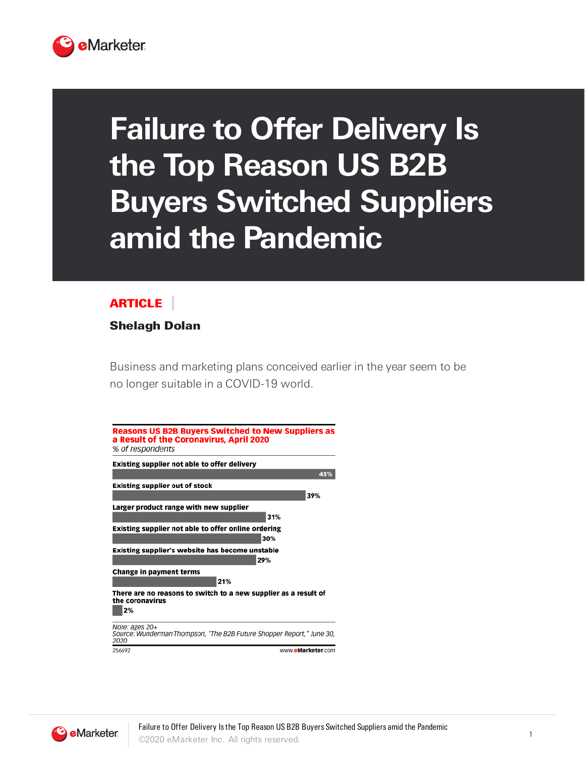# Failure to Offer Delivery Is the Top Reason US B2B Buyers Switched Suppliers amid the Pandemic

**ARTICLE**

**Shelagh Dolan**

Business and marketing plans conceived earlier in the year seem to be no longer suitable in a COVID-19 world.

**Reasons US B2B Buyers Switched to New Suppliers as a Result of the Coronavirus, April 2020**

*% of respondents*

| Reason | % |
|---|---|
| Existing supplier not able to offer delivery | 45% |
| Existing supplier out of stock | 39% |
| Larger product range with new supplier | 31% |
| Existing supplier not able to offer online ordering | 30% |
| Existing supplier's website has become unstable | 29% |
| Change in payment terms | 21% |
| There are no reasons to switch to a new supplier as a result of the coronavirus | 2% |

*Note: ages 20+*
*Source: Wunderman Thompson, "The B2B Future Shopper Report," June 30, 2020*

256692 www.eMarketer.com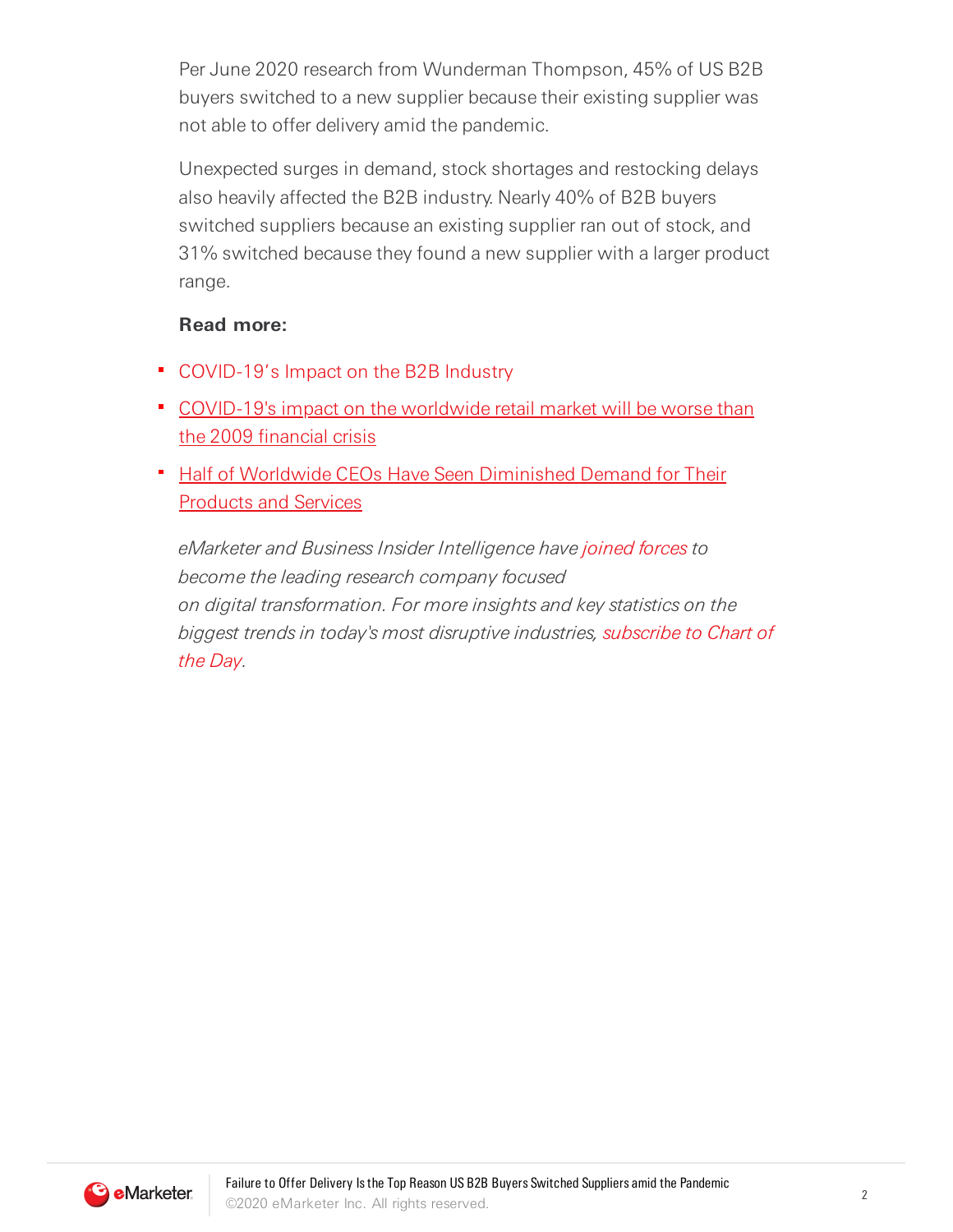Per June 2020 research from Wunderman Thompson, 45% of US B2B buyers switched to a new supplier because their existing supplier was not able to offer delivery amid the pandemic.

Unexpected surges in demand, stock shortages and restocking delays also heavily affected the B2B industry. Nearly 40% of B2B buyers switched suppliers because an existing supplier ran out of stock, and 31% switched because they found a new supplier with a larger product range.

**Read more:**

- COVID-19's Impact on the B2B Industry
- COVID-19's impact on the worldwide retail market will be worse than the 2009 financial crisis
- Half of Worldwide CEOs Have Seen Diminished Demand for Their Products and Services

*eMarketer and Business Insider Intelligence have joined forces to become the leading research company focused on digital transformation. For more insights and key statistics on the biggest trends in today's most disruptive industries, subscribe to Chart of the Day.*